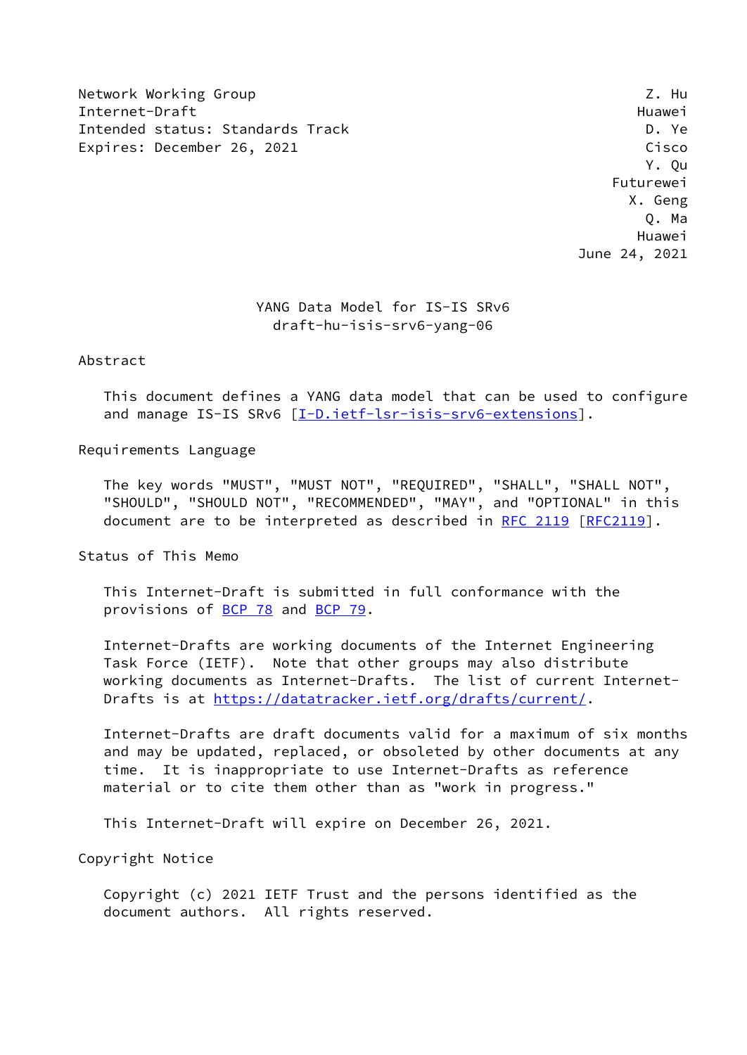Network Working Group Z. Hu
Internet-Draft Huawei
Intended status: Standards Track D. Ye
Expires: December 26, 2021 Cisco

Y. Qu
Futurewei
X. Geng
Q. Ma
Huawei
June 24, 2021

# YANG Data Model for IS-IS SRv6
## draft-hu-isis-srv6-yang-06

## Abstract

This document defines a YANG data model that can be used to configure and manage IS-IS SRv6 [I-D.ietf-lsr-isis-srv6-extensions].

## Requirements Language

The key words "MUST", "MUST NOT", "REQUIRED", "SHALL", "SHALL NOT", "SHOULD", "SHOULD NOT", "RECOMMENDED", "MAY", and "OPTIONAL" in this document are to be interpreted as described in RFC 2119 [RFC2119].

## Status of This Memo

This Internet-Draft is submitted in full conformance with the provisions of BCP 78 and BCP 79.

Internet-Drafts are working documents of the Internet Engineering Task Force (IETF). Note that other groups may also distribute working documents as Internet-Drafts. The list of current Internet-Drafts is at https://datatracker.ietf.org/drafts/current/.

Internet-Drafts are draft documents valid for a maximum of six months and may be updated, replaced, or obsoleted by other documents at any time. It is inappropriate to use Internet-Drafts as reference material or to cite them other than as "work in progress."

This Internet-Draft will expire on December 26, 2021.

## Copyright Notice

Copyright (c) 2021 IETF Trust and the persons identified as the document authors. All rights reserved.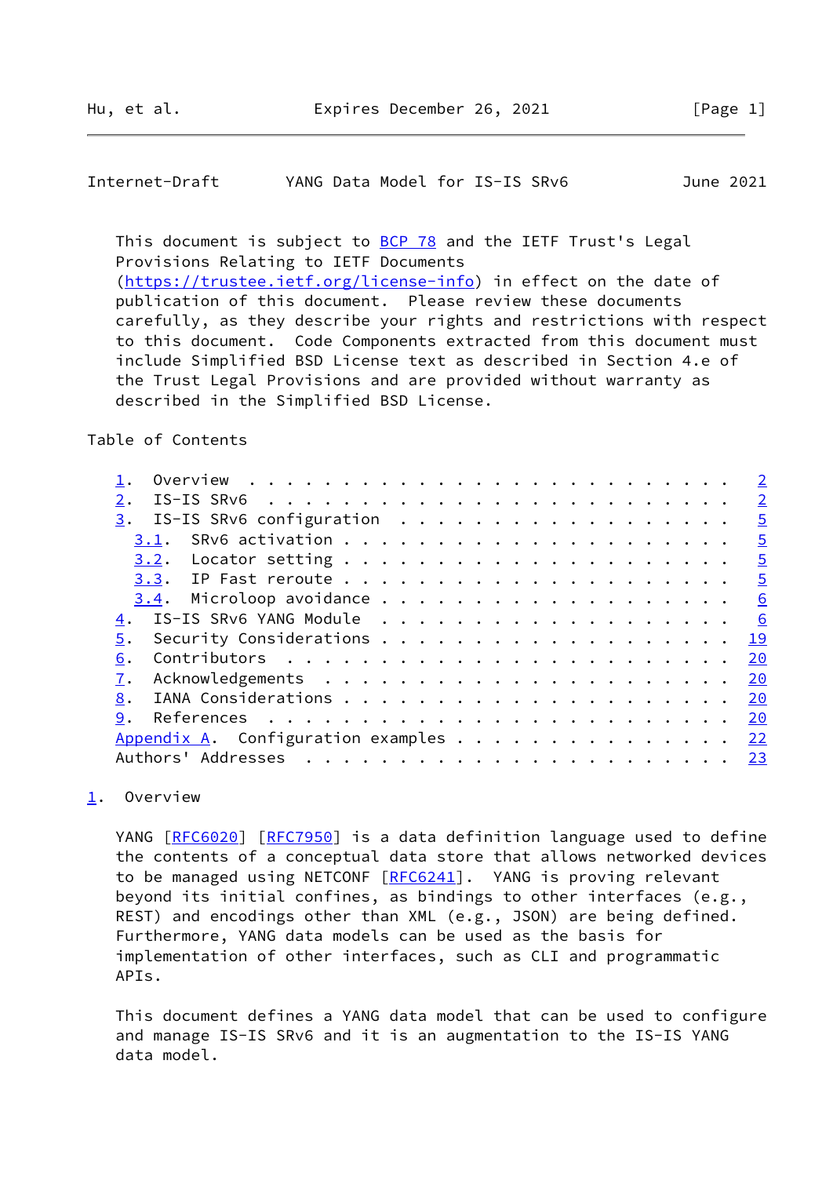This document is subject to BCP 78 and the IETF Trust's Legal Provisions Relating to IETF Documents (https://trustee.ietf.org/license-info) in effect on the date of publication of this document. Please review these documents carefully, as they describe your rights and restrictions with respect to this document. Code Components extracted from this document must include Simplified BSD License text as described in Section 4.e of the Trust Legal Provisions and are provided without warranty as described in the Simplified BSD License.

Table of Contents

```
   1.  Overview  . . . . . . . . . . . . . . . . . . . . . . . . .   2
   2.  IS-IS SRv6  . . . . . . . . . . . . . . . . . . . . . . . .   2
   3.  IS-IS SRv6 configuration  . . . . . . . . . . . . . . . . .   5
     3.1.  SRv6 activation . . . . . . . . . . . . . . . . . . . .   5
     3.2.  Locator setting . . . . . . . . . . . . . . . . . . . .   5
     3.3.  IP Fast reroute . . . . . . . . . . . . . . . . . . . .   5
     3.4.  Microloop avoidance . . . . . . . . . . . . . . . . . .   6
   4.  IS-IS SRv6 YANG Module  . . . . . . . . . . . . . . . . . .   6
   5.  Security Considerations . . . . . . . . . . . . . . . . . .  19
   6.  Contributors  . . . . . . . . . . . . . . . . . . . . . . .  20
   7.  Acknowledgements  . . . . . . . . . . . . . . . . . . . . .  20
   8.  IANA Considerations . . . . . . . . . . . . . . . . . . . .  20
   9.  References  . . . . . . . . . . . . . . . . . . . . . . . .  20
   Appendix A.  Configuration examples . . . . . . . . . . . . . .  22
   Authors' Addresses  . . . . . . . . . . . . . . . . . . . . . .  23
```

## 1. Overview

YANG [RFC6020] [RFC7950] is a data definition language used to define the contents of a conceptual data store that allows networked devices to be managed using NETCONF [RFC6241]. YANG is proving relevant beyond its initial confines, as bindings to other interfaces (e.g., REST) and encodings other than XML (e.g., JSON) are being defined. Furthermore, YANG data models can be used as the basis for implementation of other interfaces, such as CLI and programmatic APIs.

This document defines a YANG data model that can be used to configure and manage IS-IS SRv6 and it is an augmentation to the IS-IS YANG data model.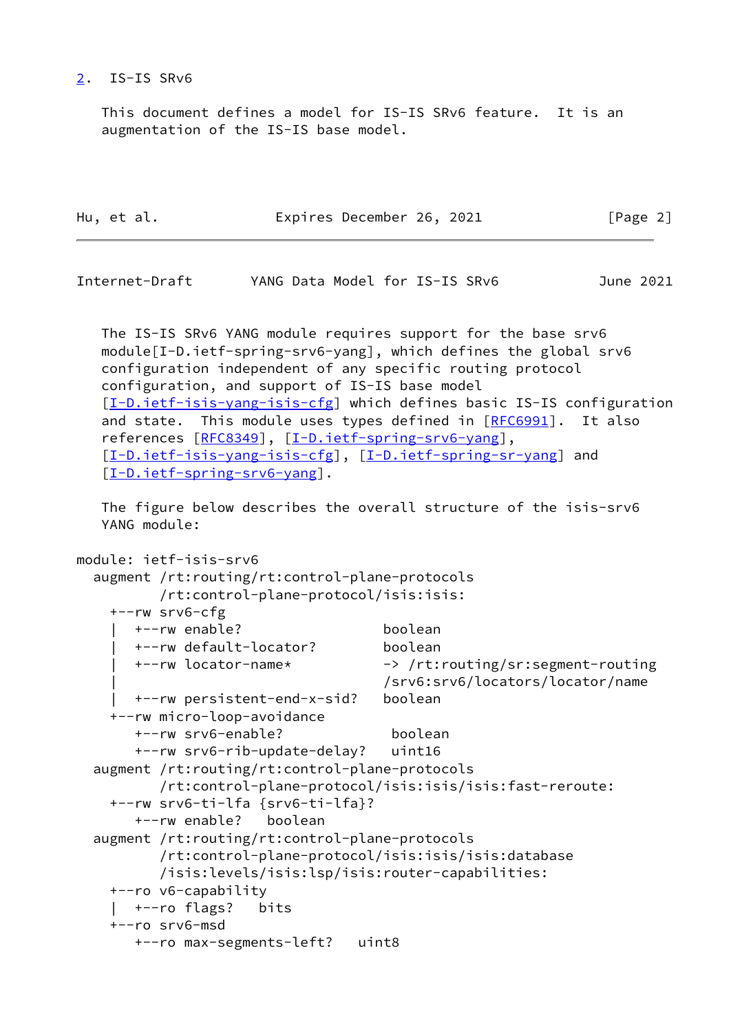## 2. IS-IS SRv6

This document defines a model for IS-IS SRv6 feature. It is an augmentation of the IS-IS base model.

The IS-IS SRv6 YANG module requires support for the base srv6 module[I-D.ietf-spring-srv6-yang], which defines the global srv6 configuration independent of any specific routing protocol configuration, and support of IS-IS base model [I-D.ietf-isis-yang-isis-cfg] which defines basic IS-IS configuration and state. This module uses types defined in [RFC6991]. It also references [RFC8349], [I-D.ietf-spring-srv6-yang], [I-D.ietf-isis-yang-isis-cfg], [I-D.ietf-spring-sr-yang] and [I-D.ietf-spring-srv6-yang].

The figure below describes the overall structure of the isis-srv6 YANG module:

```
module: ietf-isis-srv6
  augment /rt:routing/rt:control-plane-protocols
          /rt:control-plane-protocol/isis:isis:
    +--rw srv6-cfg
    |  +--rw enable?                boolean
    |  +--rw default-locator?       boolean
    |  +--rw locator-name*          -> /rt:routing/sr:segment-routing
    |                               /srv6:srv6/locators/locator/name
    |  +--rw persistent-end-x-sid?  boolean
    +--rw micro-loop-avoidance
       +--rw srv6-enable?            boolean
       +--rw srv6-rib-update-delay?  uint16
  augment /rt:routing/rt:control-plane-protocols
          /rt:control-plane-protocol/isis:isis/isis:fast-reroute:
    +--rw srv6-ti-lfa {srv6-ti-lfa}?
       +--rw enable?   boolean
  augment /rt:routing/rt:control-plane-protocols
          /rt:control-plane-protocol/isis:isis/isis:database
          /isis:levels/isis:lsp/isis:router-capabilities:
    +--ro v6-capability
    |  +--ro flags?   bits
    +--ro srv6-msd
       +--ro max-segments-left?   uint8
```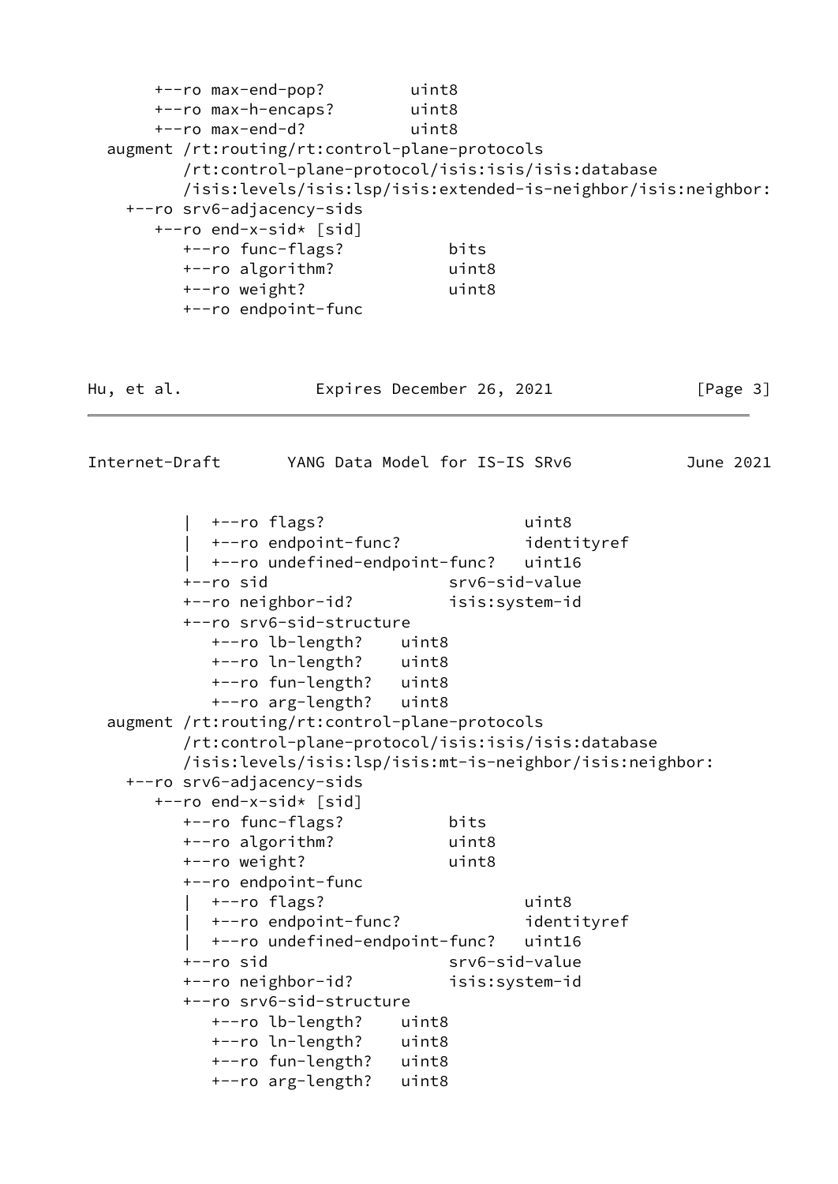```
      +--ro max-end-pop?         uint8
      +--ro max-h-encaps?        uint8
      +--ro max-end-d?           uint8
  augment /rt:routing/rt:control-plane-protocols
          /rt:control-plane-protocol/isis:isis/isis:database
          /isis:levels/isis:lsp/isis:extended-is-neighbor/isis:neighbor:
    +--ro srv6-adjacency-sids
       +--ro end-x-sid* [sid]
          +--ro func-flags?           bits
          +--ro algorithm?            uint8
          +--ro weight?               uint8
          +--ro endpoint-func
          |  +--ro flags?                      uint8
          |  +--ro endpoint-func?              identityref
          |  +--ro undefined-endpoint-func?    uint16
          +--ro sid                   srv6-sid-value
          +--ro neighbor-id?          isis:system-id
          +--ro srv6-sid-structure
             +--ro lb-length?    uint8
             +--ro ln-length?    uint8
             +--ro fun-length?   uint8
             +--ro arg-length?   uint8
  augment /rt:routing/rt:control-plane-protocols
          /rt:control-plane-protocol/isis:isis/isis:database
          /isis:levels/isis:lsp/isis:mt-is-neighbor/isis:neighbor:
    +--ro srv6-adjacency-sids
       +--ro end-x-sid* [sid]
          +--ro func-flags?           bits
          +--ro algorithm?            uint8
          +--ro weight?               uint8
          +--ro endpoint-func
          |  +--ro flags?                      uint8
          |  +--ro endpoint-func?              identityref
          |  +--ro undefined-endpoint-func?    uint16
          +--ro sid                   srv6-sid-value
          +--ro neighbor-id?          isis:system-id
          +--ro srv6-sid-structure
             +--ro lb-length?    uint8
             +--ro ln-length?    uint8
             +--ro fun-length?   uint8
             +--ro arg-length?   uint8
```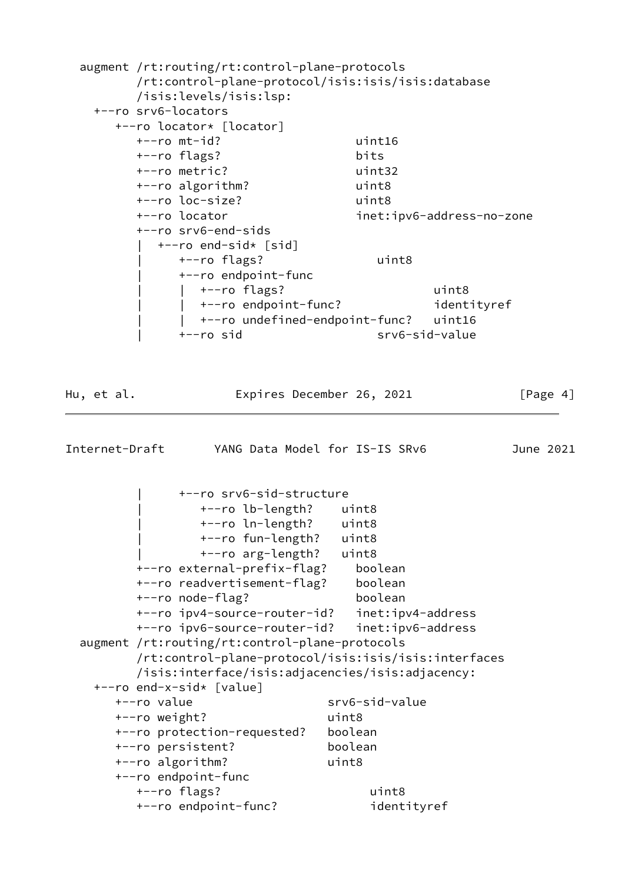```
  augment /rt:routing/rt:control-plane-protocols
          /rt:control-plane-protocol/isis:isis/isis:database
          /isis:levels/isis:lsp:
    +--ro srv6-locators
       +--ro locator* [locator]
          +--ro mt-id?                  uint16
          +--ro flags?                  bits
          +--ro metric?                 uint32
          +--ro algorithm?              uint8
          +--ro loc-size?               uint8
          +--ro locator                 inet:ipv6-address-no-zone
          +--ro srv6-end-sids
          |  +--ro end-sid* [sid]
          |     +--ro flags?                uint8
          |     +--ro endpoint-func
          |     |  +--ro flags?                      uint8
          |     |  +--ro endpoint-func?              identityref
          |     |  +--ro undefined-endpoint-func?   uint16
          |     +--ro sid                   srv6-sid-value
```

```
          |     +--ro srv6-sid-structure
          |        +--ro lb-length?    uint8
          |        +--ro ln-length?    uint8
          |        +--ro fun-length?   uint8
          |        +--ro arg-length?   uint8
          +--ro external-prefix-flag?    boolean
          +--ro readvertisement-flag?    boolean
          +--ro node-flag?               boolean
          +--ro ipv4-source-router-id?   inet:ipv4-address
          +--ro ipv6-source-router-id?   inet:ipv6-address
  augment /rt:routing/rt:control-plane-protocols
          /rt:control-plane-protocol/isis:isis/isis:interfaces
          /isis:interface/isis:adjacencies/isis:adjacency:
    +--ro end-x-sid* [value]
       +--ro value                   srv6-sid-value
       +--ro weight?                 uint8
       +--ro protection-requested?   boolean
       +--ro persistent?             boolean
       +--ro algorithm?              uint8
       +--ro endpoint-func
          +--ro flags?                     uint8
          +--ro endpoint-func?             identityref
```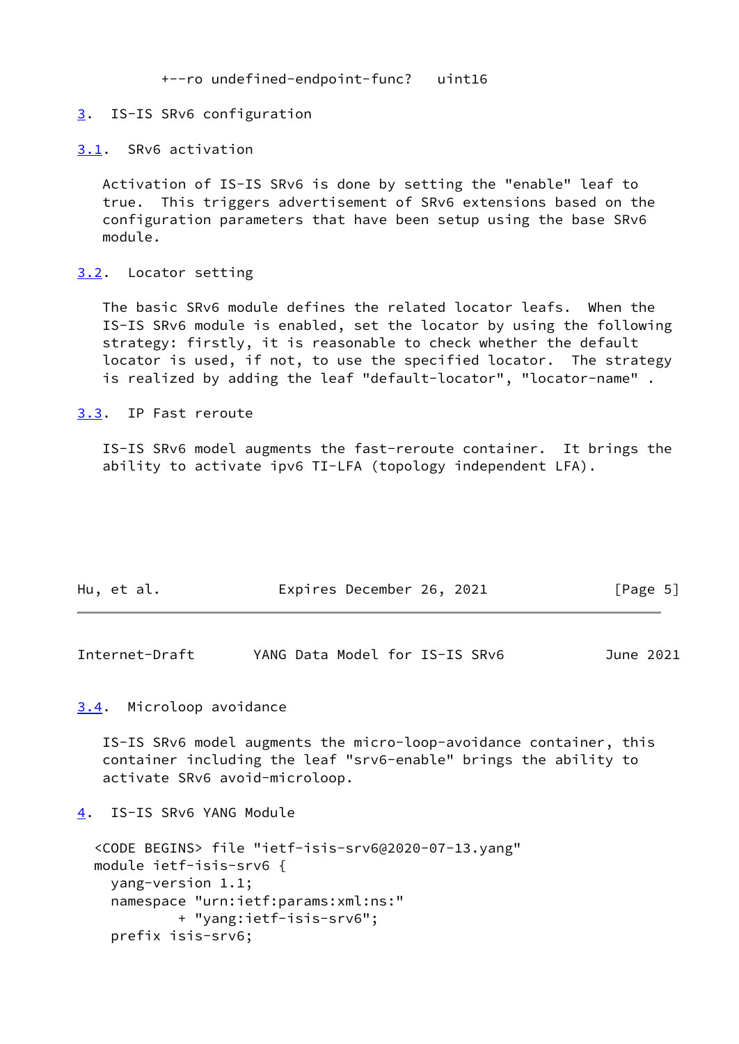```
         +--ro undefined-endpoint-func?   uint16
```

## 3. IS-IS SRv6 configuration

### 3.1. SRv6 activation

Activation of IS-IS SRv6 is done by setting the "enable" leaf to true. This triggers advertisement of SRv6 extensions based on the configuration parameters that have been setup using the base SRv6 module.

### 3.2. Locator setting

The basic SRv6 module defines the related locator leafs. When the IS-IS SRv6 module is enabled, set the locator by using the following strategy: firstly, it is reasonable to check whether the default locator is used, if not, to use the specified locator. The strategy is realized by adding the leaf "default-locator", "locator-name" .

### 3.3. IP Fast reroute

IS-IS SRv6 model augments the fast-reroute container. It brings the ability to activate ipv6 TI-LFA (topology independent LFA).

### 3.4. Microloop avoidance

IS-IS SRv6 model augments the micro-loop-avoidance container, this container including the leaf "srv6-enable" brings the ability to activate SRv6 avoid-microloop.

## 4. IS-IS SRv6 YANG Module

```
<CODE BEGINS> file "ietf-isis-srv6@2020-07-13.yang"
module ietf-isis-srv6 {
  yang-version 1.1;
  namespace "urn:ietf:params:xml:ns:"
          + "yang:ietf-isis-srv6";
  prefix isis-srv6;
```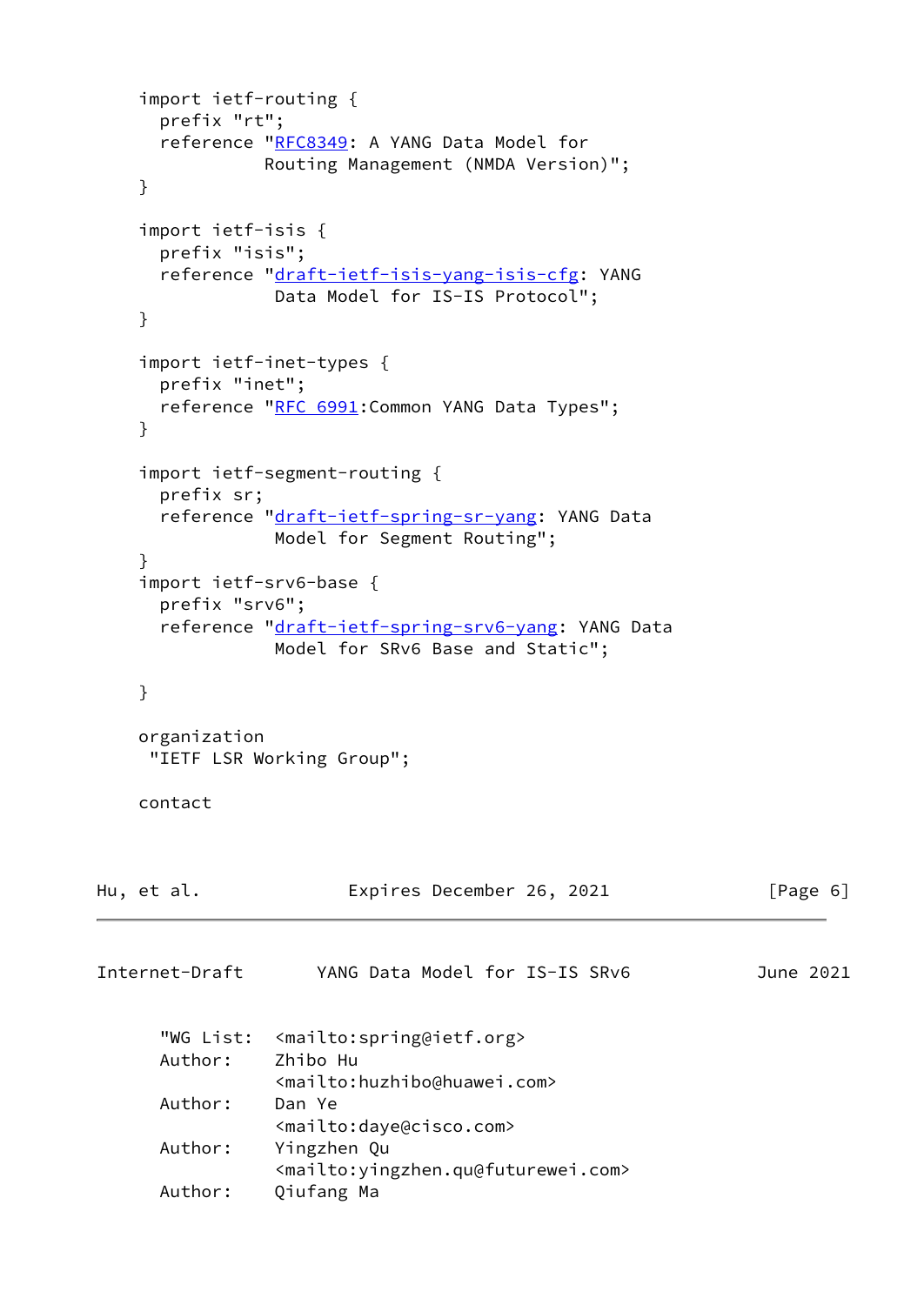```
    import ietf-routing {
      prefix "rt";
      reference "RFC8349: A YANG Data Model for
                Routing Management (NMDA Version)";
    }

    import ietf-isis {
      prefix "isis";
      reference "draft-ietf-isis-yang-isis-cfg: YANG
                 Data Model for IS-IS Protocol";
    }

    import ietf-inet-types {
      prefix "inet";
      reference "RFC 6991:Common YANG Data Types";
    }

    import ietf-segment-routing {
      prefix sr;
      reference "draft-ietf-spring-sr-yang: YANG Data
                 Model for Segment Routing";
    }
    import ietf-srv6-base {
      prefix "srv6";
      reference "draft-ietf-spring-srv6-yang: YANG Data
                 Model for SRv6 Base and Static";

    }

    organization
     "IETF LSR Working Group";

    contact
```

```
      "WG List:  <mailto:spring@ietf.org>
      Author:    Zhibo Hu
                 <mailto:huzhibo@huawei.com>
      Author:    Dan Ye
                 <mailto:daye@cisco.com>
      Author:    Yingzhen Qu
                 <mailto:yingzhen.qu@futurewei.com>
      Author:    Qiufang Ma
```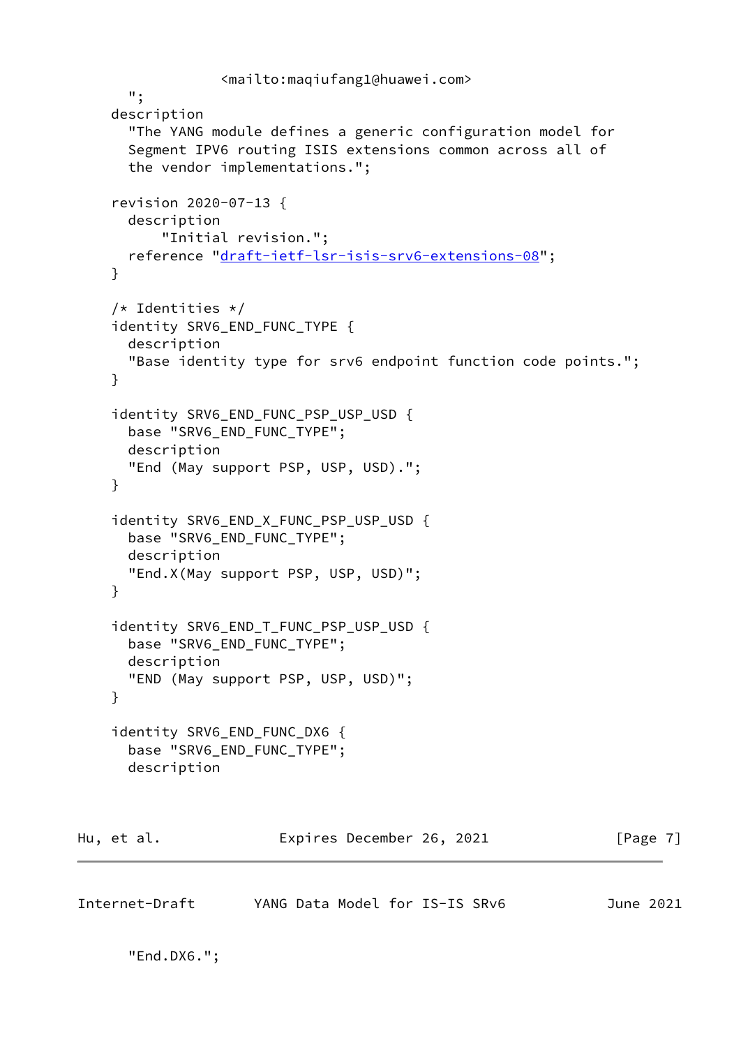```
                <mailto:maqiufang1@huawei.com>
      ";
    description
      "The YANG module defines a generic configuration model for
      Segment IPV6 routing ISIS extensions common across all of
      the vendor implementations.";

    revision 2020-07-13 {
      description
          "Initial revision.";
      reference "draft-ietf-lsr-isis-srv6-extensions-08";
    }

    /* Identities */
    identity SRV6_END_FUNC_TYPE {
      description
      "Base identity type for srv6 endpoint function code points.";
    }

    identity SRV6_END_FUNC_PSP_USP_USD {
      base "SRV6_END_FUNC_TYPE";
      description
      "End (May support PSP, USP, USD).";
    }

    identity SRV6_END_X_FUNC_PSP_USP_USD {
      base "SRV6_END_FUNC_TYPE";
      description
      "End.X(May support PSP, USP, USD)";
    }

    identity SRV6_END_T_FUNC_PSP_USP_USD {
      base "SRV6_END_FUNC_TYPE";
      description
      "END (May support PSP, USP, USD)";
    }

    identity SRV6_END_FUNC_DX6 {
      base "SRV6_END_FUNC_TYPE";
      description
      "End.DX6.";
```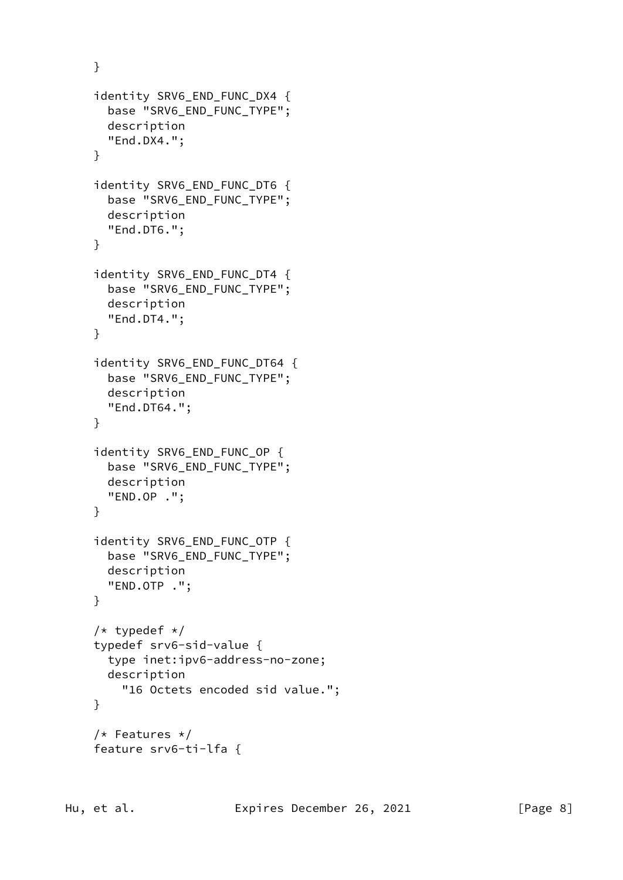```
    }

    identity SRV6_END_FUNC_DX4 {
      base "SRV6_END_FUNC_TYPE";
      description
      "End.DX4.";
    }

    identity SRV6_END_FUNC_DT6 {
      base "SRV6_END_FUNC_TYPE";
      description
      "End.DT6.";
    }

    identity SRV6_END_FUNC_DT4 {
      base "SRV6_END_FUNC_TYPE";
      description
      "End.DT4.";
    }

    identity SRV6_END_FUNC_DT64 {
      base "SRV6_END_FUNC_TYPE";
      description
      "End.DT64.";
    }

    identity SRV6_END_FUNC_OP {
      base "SRV6_END_FUNC_TYPE";
      description
      "END.OP .";
    }

    identity SRV6_END_FUNC_OTP {
      base "SRV6_END_FUNC_TYPE";
      description
      "END.OTP .";
    }

    /* typedef */
    typedef srv6-sid-value {
      type inet:ipv6-address-no-zone;
      description
        "16 Octets encoded sid value.";
    }

    /* Features */
    feature srv6-ti-lfa {
```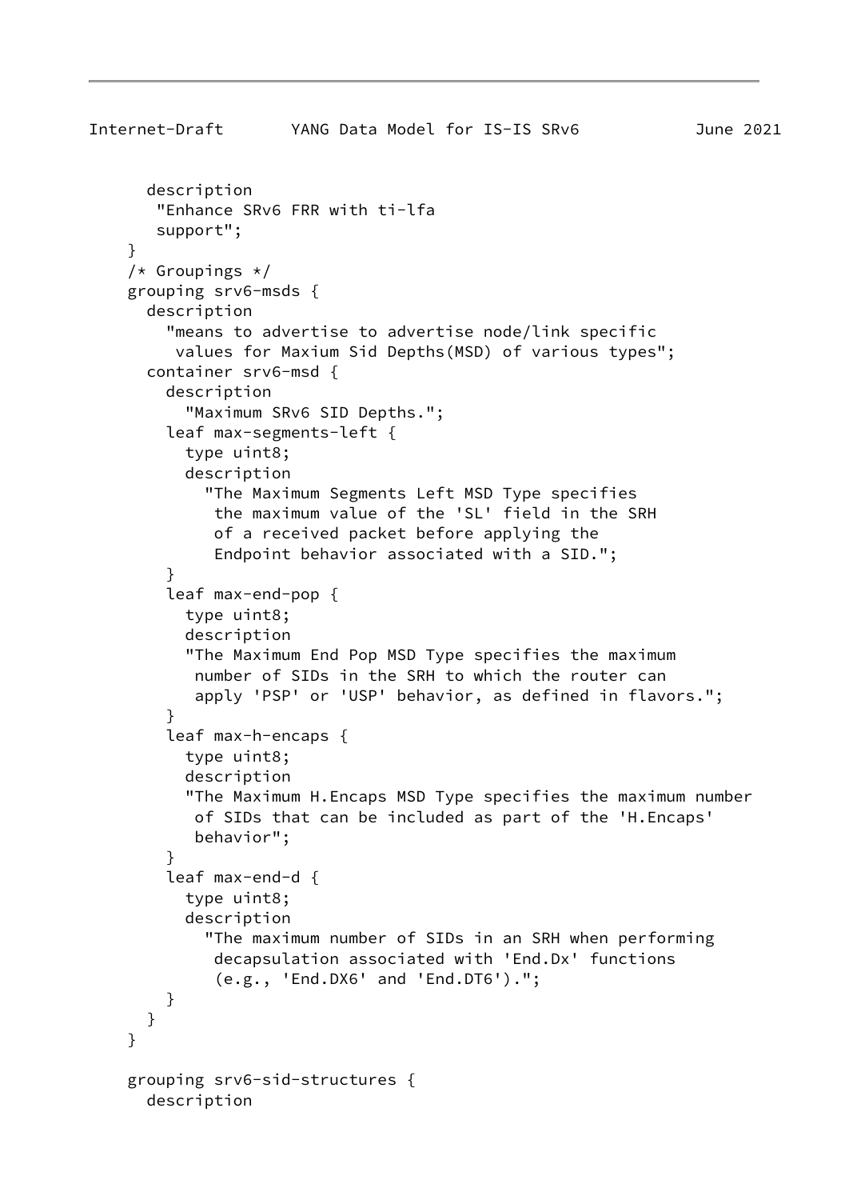```
      description
       "Enhance SRv6 FRR with ti-lfa
       support";
    }
    /* Groupings */
    grouping srv6-msds {
      description
        "means to advertise to advertise node/link specific
         values for Maxium Sid Depths(MSD) of various types";
      container srv6-msd {
        description
          "Maximum SRv6 SID Depths.";
        leaf max-segments-left {
          type uint8;
          description
            "The Maximum Segments Left MSD Type specifies
             the maximum value of the 'SL' field in the SRH
             of a received packet before applying the
             Endpoint behavior associated with a SID.";
        }
        leaf max-end-pop {
          type uint8;
          description
          "The Maximum End Pop MSD Type specifies the maximum
           number of SIDs in the SRH to which the router can
           apply 'PSP' or 'USP' behavior, as defined in flavors.";
        }
        leaf max-h-encaps {
          type uint8;
          description
          "The Maximum H.Encaps MSD Type specifies the maximum number
           of SIDs that can be included as part of the 'H.Encaps'
           behavior";
        }
        leaf max-end-d {
          type uint8;
          description
            "The maximum number of SIDs in an SRH when performing
             decapsulation associated with 'End.Dx' functions
             (e.g., 'End.DX6' and 'End.DT6').";
        }
      }
    }

    grouping srv6-sid-structures {
      description
```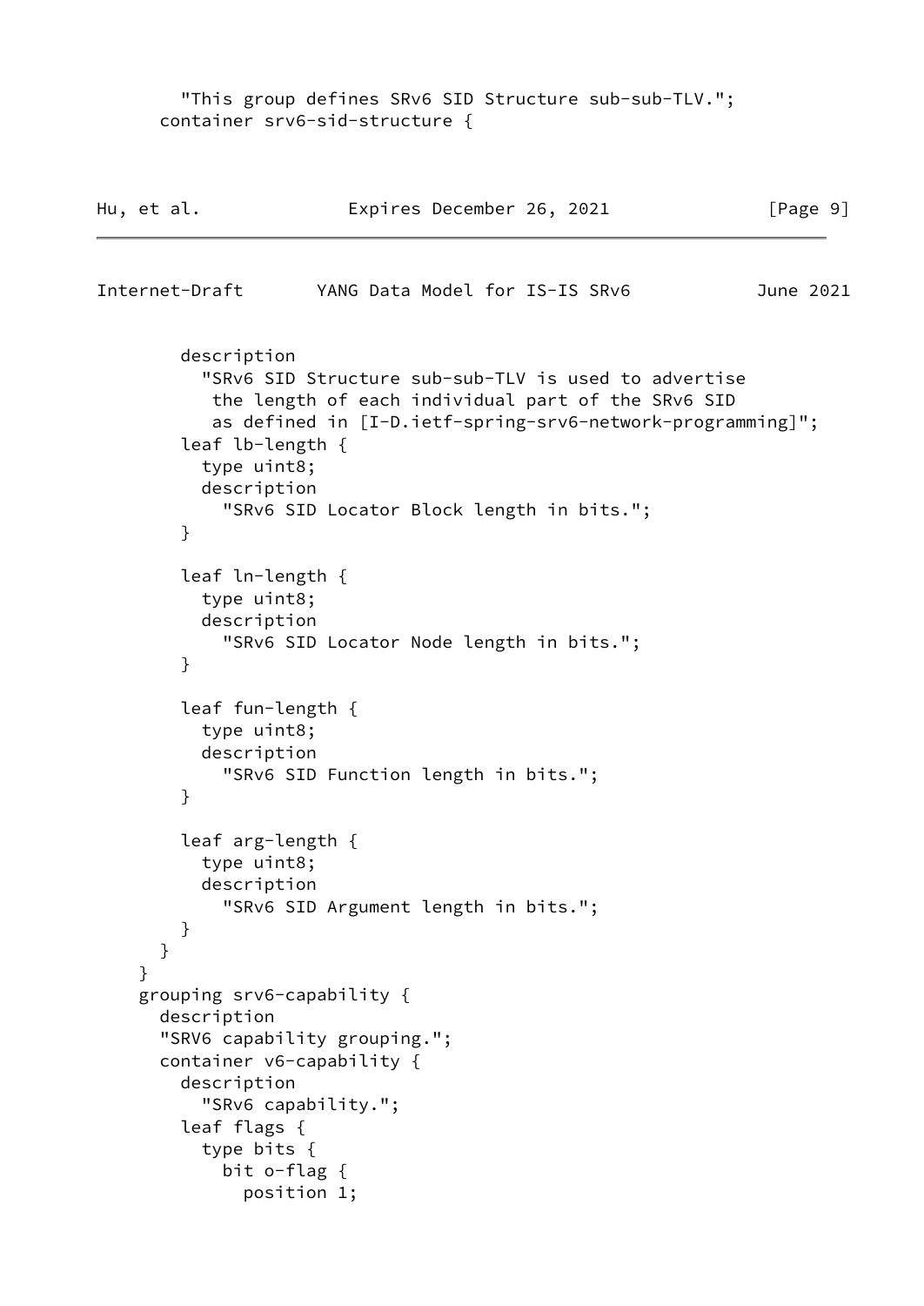```
        "This group defines SRv6 SID Structure sub-sub-TLV.";
      container srv6-sid-structure {
        description
          "SRv6 SID Structure sub-sub-TLV is used to advertise
           the length of each individual part of the SRv6 SID
           as defined in [I-D.ietf-spring-srv6-network-programming]";
        leaf lb-length {
          type uint8;
          description
            "SRv6 SID Locator Block length in bits.";
        }

        leaf ln-length {
          type uint8;
          description
            "SRv6 SID Locator Node length in bits.";
        }

        leaf fun-length {
          type uint8;
          description
            "SRv6 SID Function length in bits.";
        }

        leaf arg-length {
          type uint8;
          description
            "SRv6 SID Argument length in bits.";
        }
      }
    }
    grouping srv6-capability {
      description
      "SRV6 capability grouping.";
      container v6-capability {
        description
          "SRv6 capability.";
        leaf flags {
          type bits {
            bit o-flag {
              position 1;
```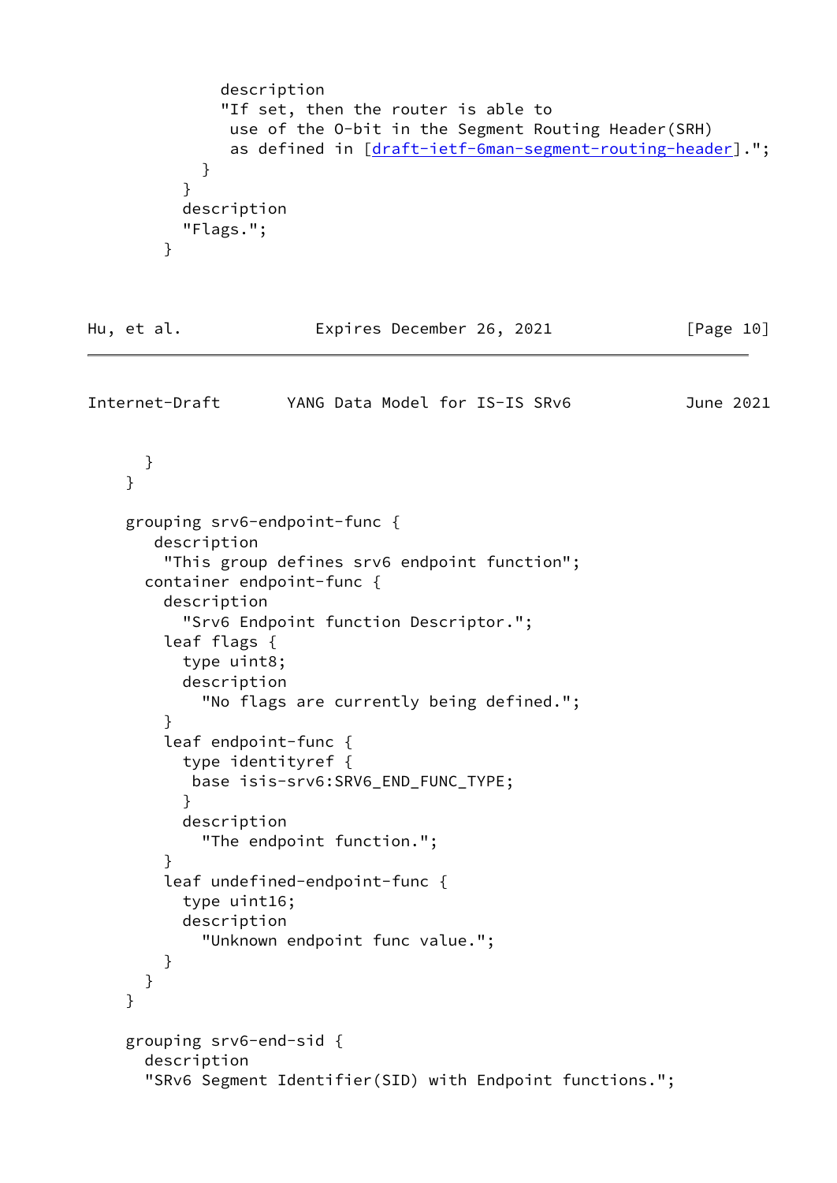```
              description
              "If set, then the router is able to
               use of the O-bit in the Segment Routing Header(SRH)
               as defined in [draft-ietf-6man-segment-routing-header].";
            }
          }
          description
          "Flags.";
        }
```

```
      }
    }

    grouping srv6-endpoint-func {
       description
        "This group defines srv6 endpoint function";
      container endpoint-func {
        description
          "Srv6 Endpoint function Descriptor.";
        leaf flags {
          type uint8;
          description
            "No flags are currently being defined.";
        }
        leaf endpoint-func {
          type identityref {
           base isis-srv6:SRV6_END_FUNC_TYPE;
          }
          description
            "The endpoint function.";
        }
        leaf undefined-endpoint-func {
          type uint16;
          description
            "Unknown endpoint func value.";
        }
      }
    }

    grouping srv6-end-sid {
      description
      "SRv6 Segment Identifier(SID) with Endpoint functions.";
```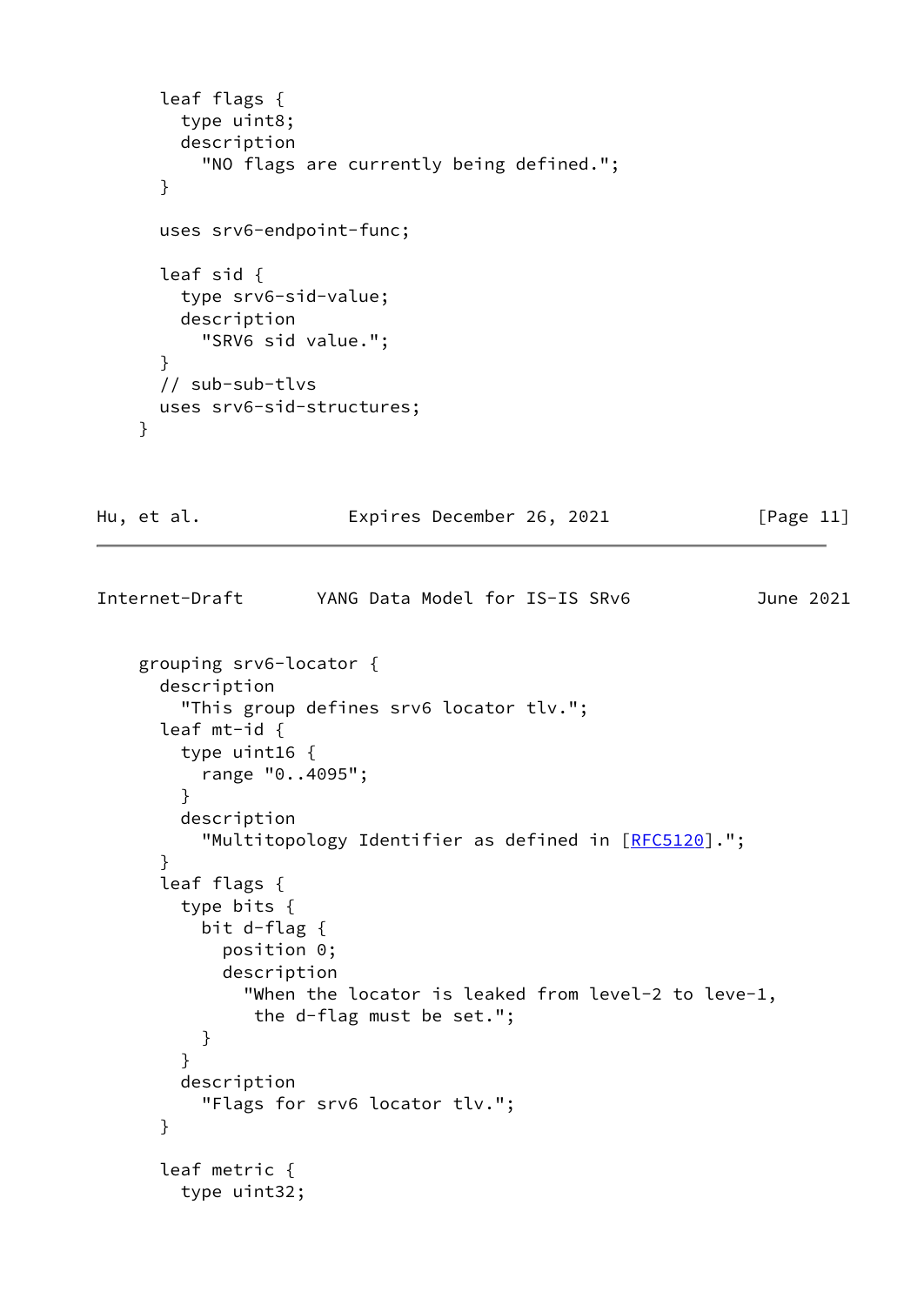```
      leaf flags {
        type uint8;
        description
          "NO flags are currently being defined.";
      }

      uses srv6-endpoint-func;

      leaf sid {
        type srv6-sid-value;
        description
          "SRV6 sid value.";
      }
      // sub-sub-tlvs
      uses srv6-sid-structures;
    }
```

```
    grouping srv6-locator {
      description
        "This group defines srv6 locator tlv.";
      leaf mt-id {
        type uint16 {
          range "0..4095";
        }
        description
          "Multitopology Identifier as defined in [RFC5120].";
      }
      leaf flags {
        type bits {
          bit d-flag {
            position 0;
            description
              "When the locator is leaked from level-2 to leve-1,
               the d-flag must be set.";
          }
        }
        description
          "Flags for srv6 locator tlv.";
      }

      leaf metric {
        type uint32;
```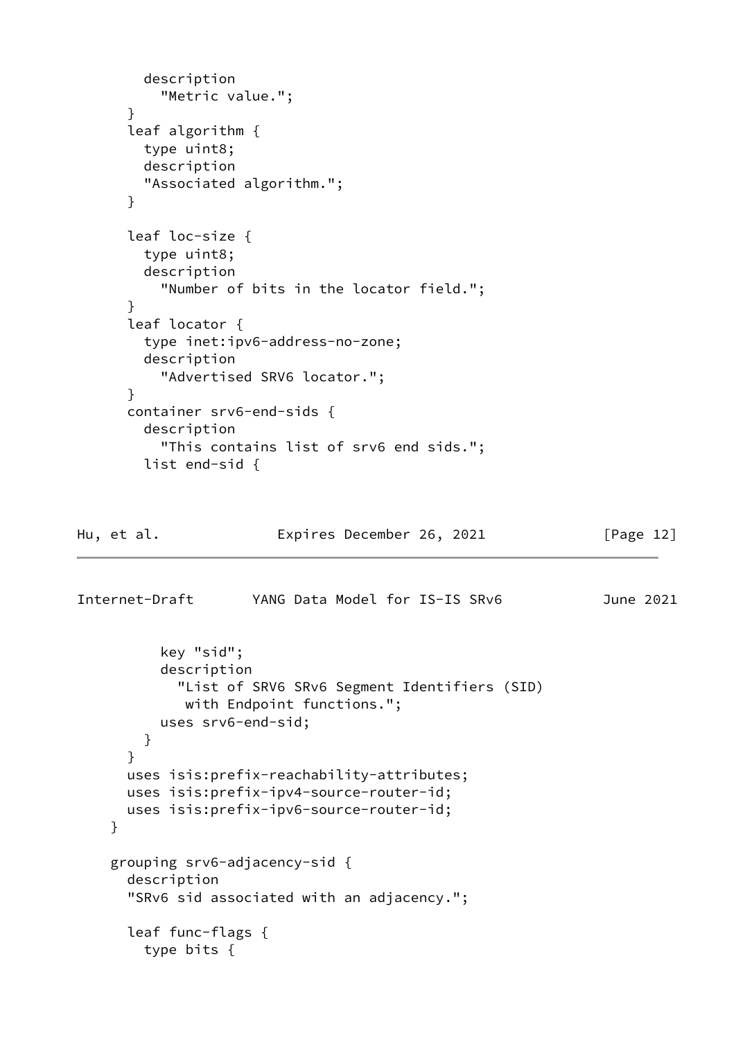```
        description
          "Metric value.";
      }
      leaf algorithm {
        type uint8;
        description
        "Associated algorithm.";
      }

      leaf loc-size {
        type uint8;
        description
          "Number of bits in the locator field.";
      }
      leaf locator {
        type inet:ipv6-address-no-zone;
        description
          "Advertised SRV6 locator.";
      }
      container srv6-end-sids {
        description
          "This contains list of srv6 end sids.";
        list end-sid {
```

```
          key "sid";
          description
            "List of SRV6 SRv6 Segment Identifiers (SID)
             with Endpoint functions.";
          uses srv6-end-sid;
        }
      }
      uses isis:prefix-reachability-attributes;
      uses isis:prefix-ipv4-source-router-id;
      uses isis:prefix-ipv6-source-router-id;
    }

    grouping srv6-adjacency-sid {
      description
      "SRv6 sid associated with an adjacency.";

      leaf func-flags {
        type bits {
```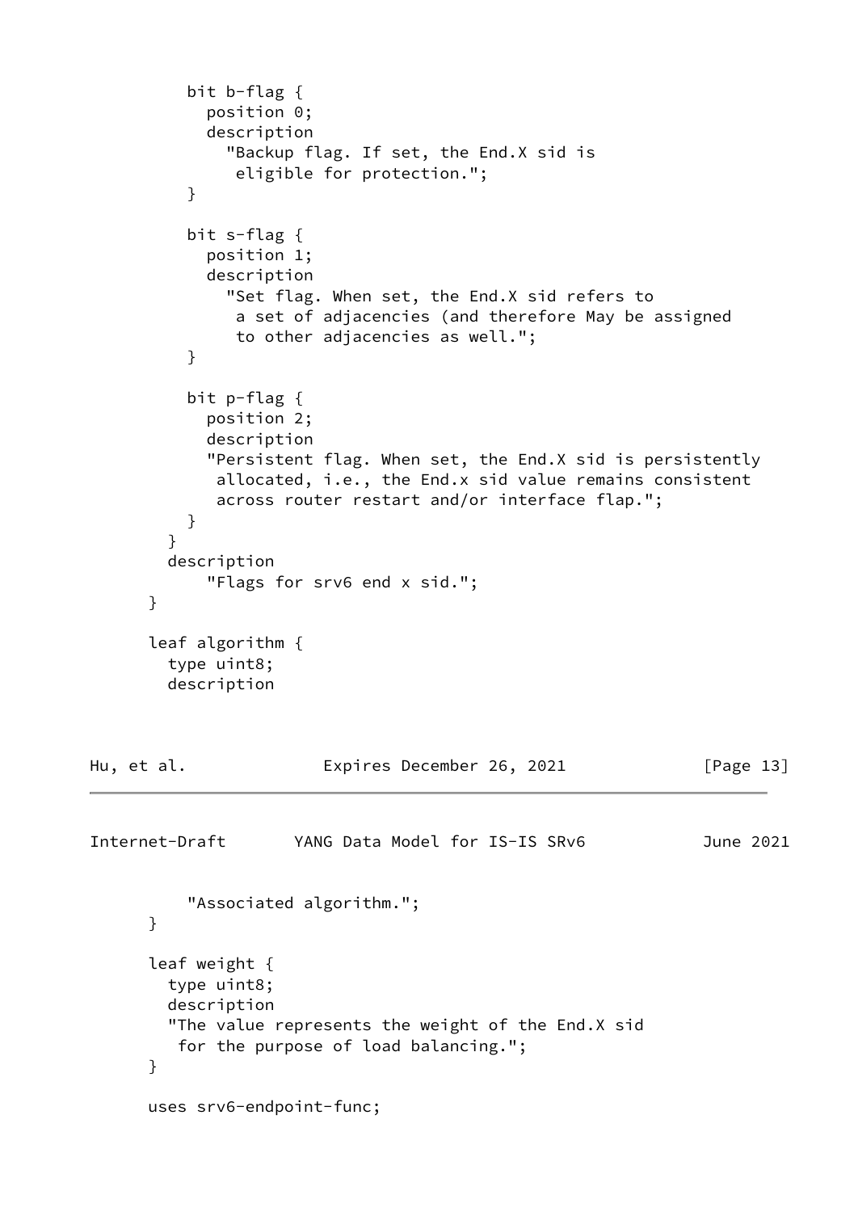```
          bit b-flag {
            position 0;
            description
              "Backup flag. If set, the End.X sid is
               eligible for protection.";
          }

          bit s-flag {
            position 1;
            description
              "Set flag. When set, the End.X sid refers to
               a set of adjacencies (and therefore May be assigned
               to other adjacencies as well.";
          }

          bit p-flag {
            position 2;
            description
            "Persistent flag. When set, the End.X sid is persistently
             allocated, i.e., the End.x sid value remains consistent
             across router restart and/or interface flap.";
          }
        }
        description
            "Flags for srv6 end x sid.";
      }

      leaf algorithm {
        type uint8;
        description
          "Associated algorithm.";
      }

      leaf weight {
        type uint8;
        description
        "The value represents the weight of the End.X sid
         for the purpose of load balancing.";
      }

      uses srv6-endpoint-func;
```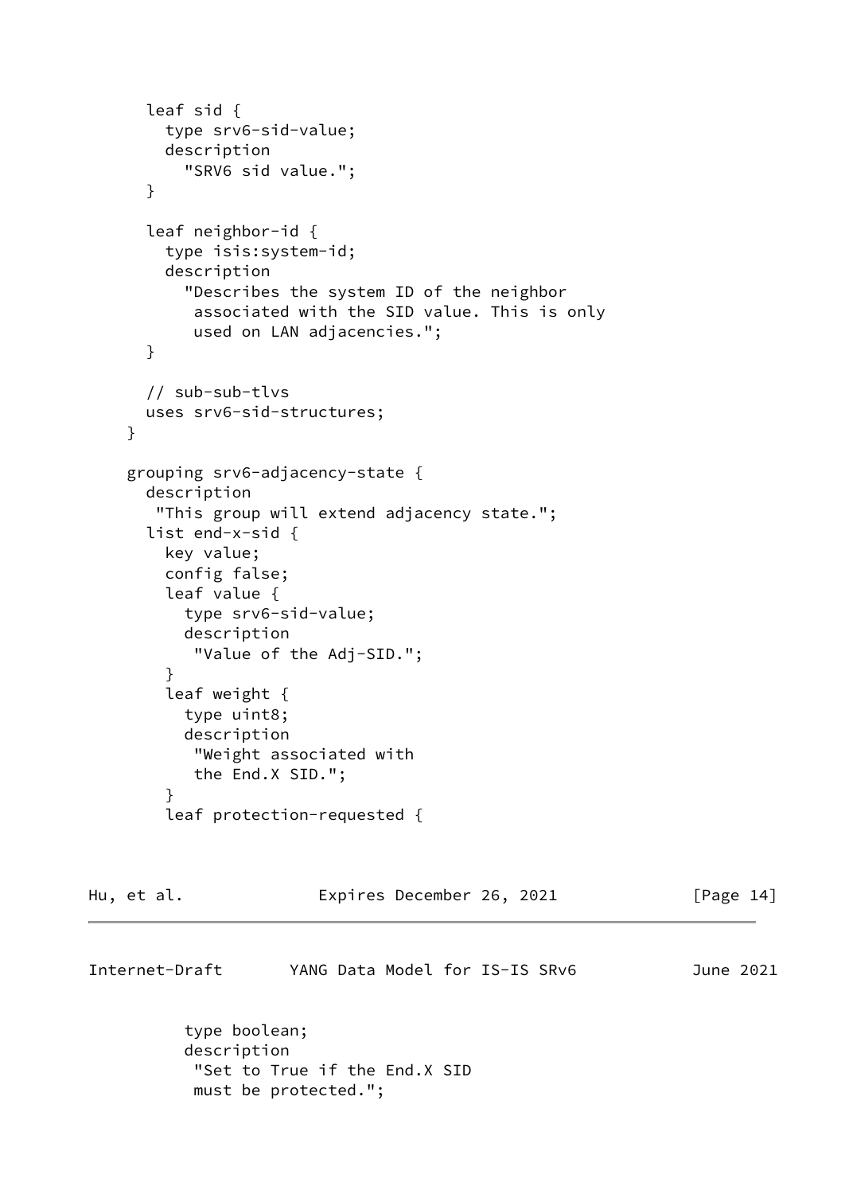```
      leaf sid {
        type srv6-sid-value;
        description
          "SRV6 sid value.";
      }

      leaf neighbor-id {
        type isis:system-id;
        description
          "Describes the system ID of the neighbor
           associated with the SID value. This is only
           used on LAN adjacencies.";
      }

      // sub-sub-tlvs
      uses srv6-sid-structures;
    }

    grouping srv6-adjacency-state {
      description
       "This group will extend adjacency state.";
      list end-x-sid {
        key value;
        config false;
        leaf value {
          type srv6-sid-value;
          description
           "Value of the Adj-SID.";
        }
        leaf weight {
          type uint8;
          description
           "Weight associated with
           the End.X SID.";
        }
        leaf protection-requested {
```

```
          type boolean;
          description
           "Set to True if the End.X SID
           must be protected.";
```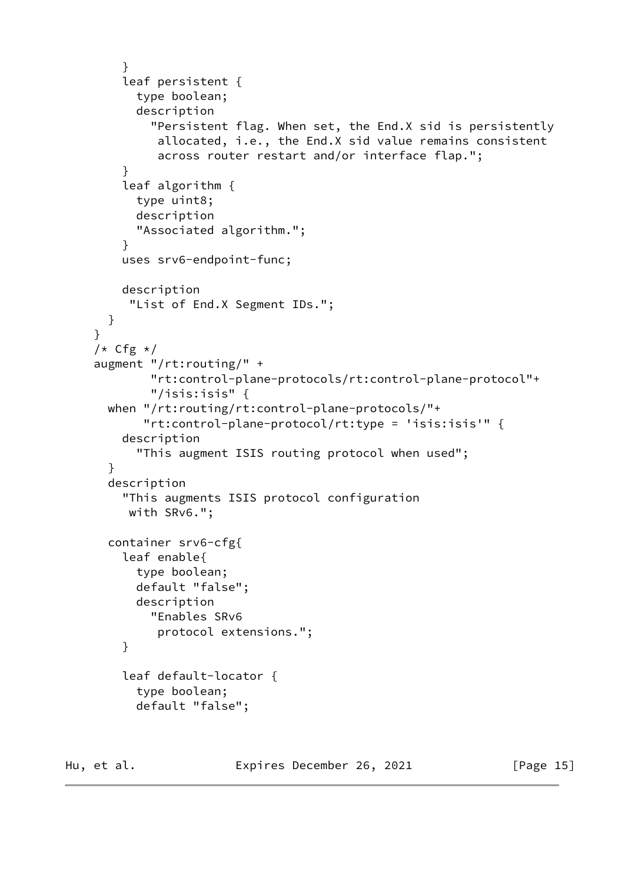```
        }
        leaf persistent {
          type boolean;
          description
            "Persistent flag. When set, the End.X sid is persistently
             allocated, i.e., the End.X sid value remains consistent
             across router restart and/or interface flap.";
        }
        leaf algorithm {
          type uint8;
          description
          "Associated algorithm.";
        }
        uses srv6-endpoint-func;

        description
         "List of End.X Segment IDs.";
      }
    }
    /* Cfg */
    augment "/rt:routing/" +
            "rt:control-plane-protocols/rt:control-plane-protocol"+
            "/isis:isis" {
      when "/rt:routing/rt:control-plane-protocols/"+
           "rt:control-plane-protocol/rt:type = 'isis:isis'" {
        description
          "This augment ISIS routing protocol when used";
      }
      description
        "This augments ISIS protocol configuration
         with SRv6.";

      container srv6-cfg{
        leaf enable{
          type boolean;
          default "false";
          description
            "Enables SRv6
             protocol extensions.";
        }

        leaf default-locator {
          type boolean;
          default "false";
```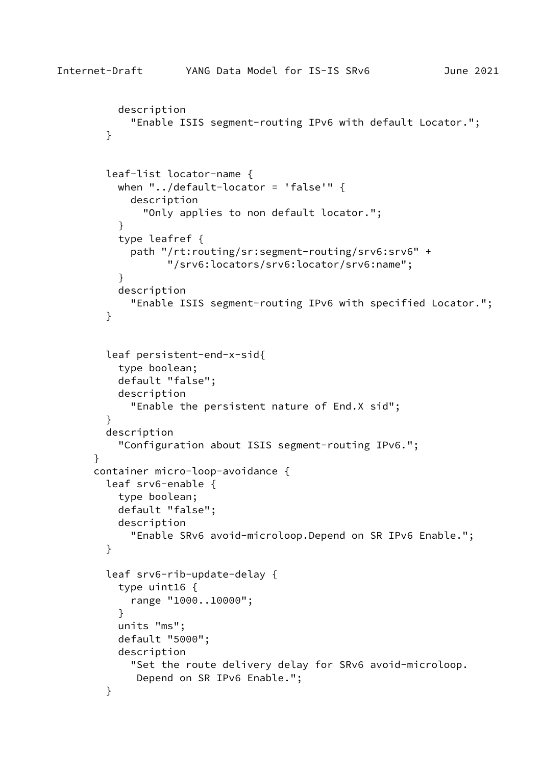```
          description
            "Enable ISIS segment-routing IPv6 with default Locator.";
        }


        leaf-list locator-name {
          when "../default-locator = 'false'" {
            description
              "Only applies to non default locator.";
          }
          type leafref {
            path "/rt:routing/sr:segment-routing/srv6:srv6" +
                 "/srv6:locators/srv6:locator/srv6:name";
          }
          description
            "Enable ISIS segment-routing IPv6 with specified Locator.";
        }


        leaf persistent-end-x-sid{
          type boolean;
          default "false";
          description
            "Enable the persistent nature of End.X sid";
        }
        description
          "Configuration about ISIS segment-routing IPv6.";
      }
      container micro-loop-avoidance {
        leaf srv6-enable {
          type boolean;
          default "false";
          description
            "Enable SRv6 avoid-microloop.Depend on SR IPv6 Enable.";
        }

        leaf srv6-rib-update-delay {
          type uint16 {
            range "1000..10000";
          }
          units "ms";
          default "5000";
          description
            "Set the route delivery delay for SRv6 avoid-microloop.
             Depend on SR IPv6 Enable.";
        }
```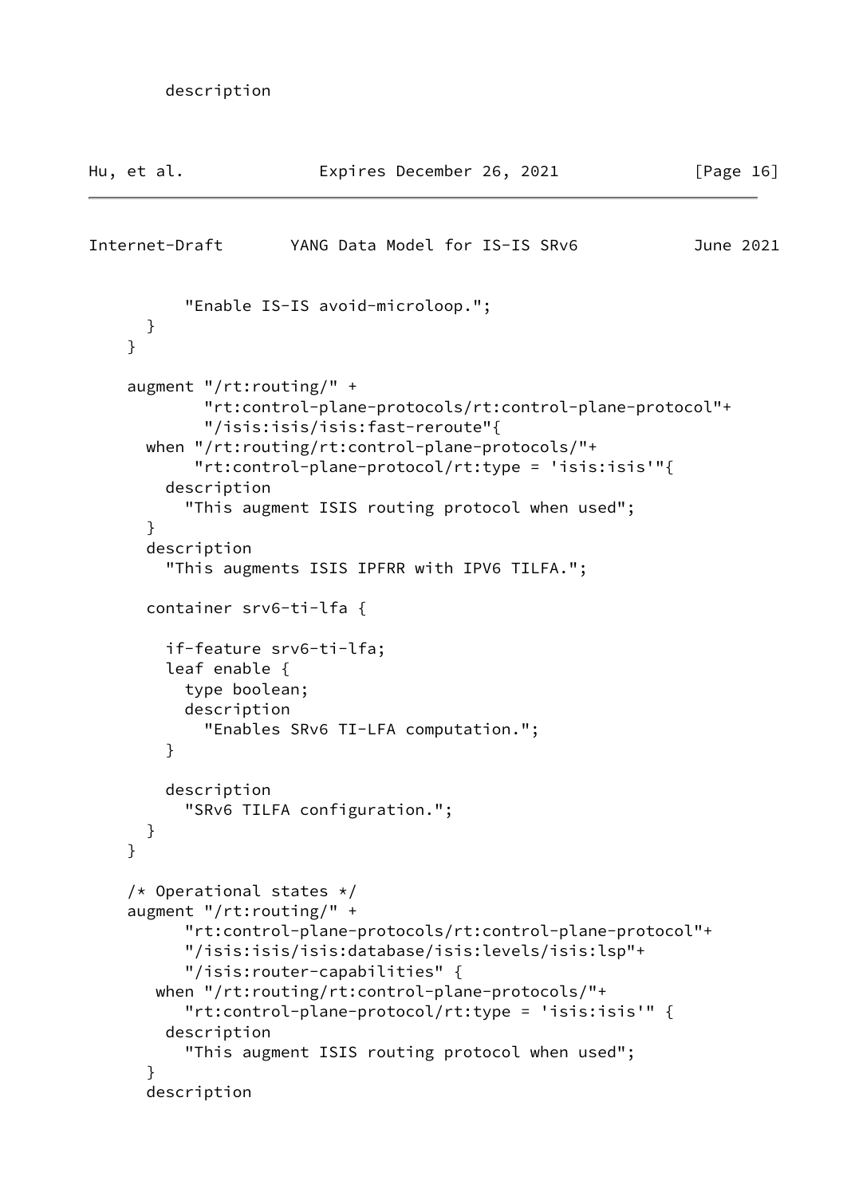```
        description
```

```
          "Enable IS-IS avoid-microloop.";
      }
    }

    augment "/rt:routing/" +
           "rt:control-plane-protocols/rt:control-plane-protocol"+
           "/isis:isis/isis:fast-reroute"{
      when "/rt:routing/rt:control-plane-protocols/"+
           "rt:control-plane-protocol/rt:type = 'isis:isis'"{
        description
          "This augment ISIS routing protocol when used";
      }
      description
        "This augments ISIS IPFRR with IPV6 TILFA.";

      container srv6-ti-lfa {

        if-feature srv6-ti-lfa;
        leaf enable {
          type boolean;
          description
            "Enables SRv6 TI-LFA computation.";
        }

        description
          "SRv6 TILFA configuration.";
      }
    }

    /* Operational states */
    augment "/rt:routing/" +
          "rt:control-plane-protocols/rt:control-plane-protocol"+
          "/isis:isis/isis:database/isis:levels/isis:lsp"+
          "/isis:router-capabilities" {
       when "/rt:routing/rt:control-plane-protocols/"+
          "rt:control-plane-protocol/rt:type = 'isis:isis'" {
        description
          "This augment ISIS routing protocol when used";
      }
      description
```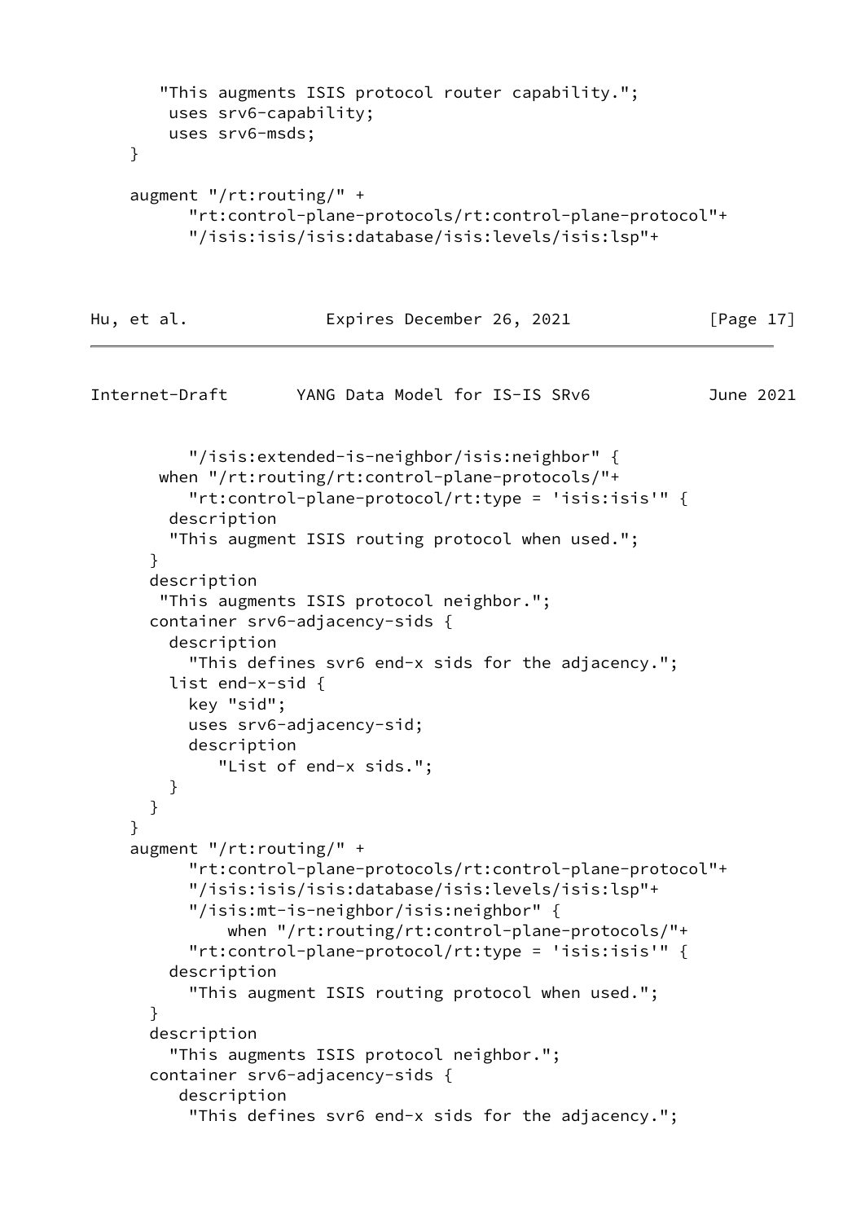```
       "This augments ISIS protocol router capability.";
        uses srv6-capability;
        uses srv6-msds;
    }

    augment "/rt:routing/" +
          "rt:control-plane-protocols/rt:control-plane-protocol"+
          "/isis:isis/isis:database/isis:levels/isis:lsp"+
          "/isis:extended-is-neighbor/isis:neighbor" {
       when "/rt:routing/rt:control-plane-protocols/"+
          "rt:control-plane-protocol/rt:type = 'isis:isis'" {
        description
        "This augment ISIS routing protocol when used.";
      }
      description
       "This augments ISIS protocol neighbor.";
      container srv6-adjacency-sids {
        description
          "This defines svr6 end-x sids for the adjacency.";
        list end-x-sid {
          key "sid";
          uses srv6-adjacency-sid;
          description
             "List of end-x sids.";
        }
      }
    }
    augment "/rt:routing/" +
          "rt:control-plane-protocols/rt:control-plane-protocol"+
          "/isis:isis/isis:database/isis:levels/isis:lsp"+
          "/isis:mt-is-neighbor/isis:neighbor" {
              when "/rt:routing/rt:control-plane-protocols/"+
          "rt:control-plane-protocol/rt:type = 'isis:isis'" {
        description
          "This augment ISIS routing protocol when used.";
      }
      description
        "This augments ISIS protocol neighbor.";
      container srv6-adjacency-sids {
         description
          "This defines svr6 end-x sids for the adjacency.";
```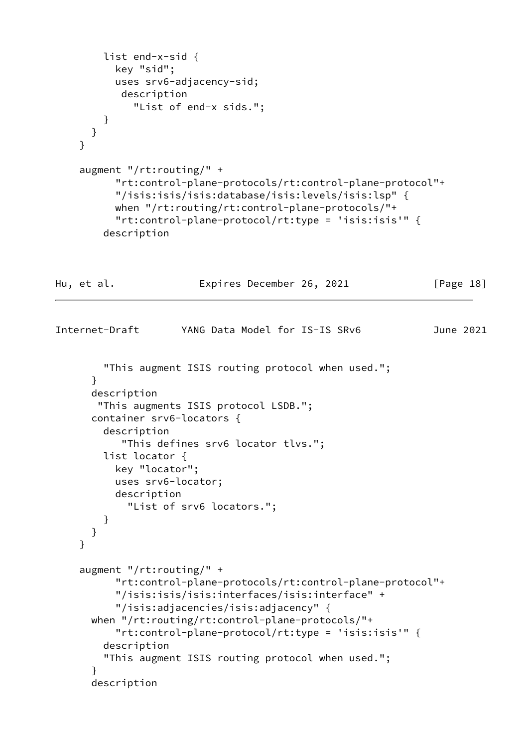```
        list end-x-sid {
          key "sid";
          uses srv6-adjacency-sid;
           description
             "List of end-x sids.";
        }
      }
    }

    augment "/rt:routing/" +
          "rt:control-plane-protocols/rt:control-plane-protocol"+
          "/isis:isis/isis:database/isis:levels/isis:lsp" {
          when "/rt:routing/rt:control-plane-protocols/"+
          "rt:control-plane-protocol/rt:type = 'isis:isis'" {
        description
```

```
        "This augment ISIS routing protocol when used.";
      }
      description
       "This augments ISIS protocol LSDB.";
      container srv6-locators {
        description
           "This defines srv6 locator tlvs.";
        list locator {
          key "locator";
          uses srv6-locator;
          description
            "List of srv6 locators.";
        }
      }
    }

    augment "/rt:routing/" +
          "rt:control-plane-protocols/rt:control-plane-protocol"+
          "/isis:isis/isis:interfaces/isis:interface" +
          "/isis:adjacencies/isis:adjacency" {
      when "/rt:routing/rt:control-plane-protocols/"+
          "rt:control-plane-protocol/rt:type = 'isis:isis'" {
        description
        "This augment ISIS routing protocol when used.";
      }
      description
```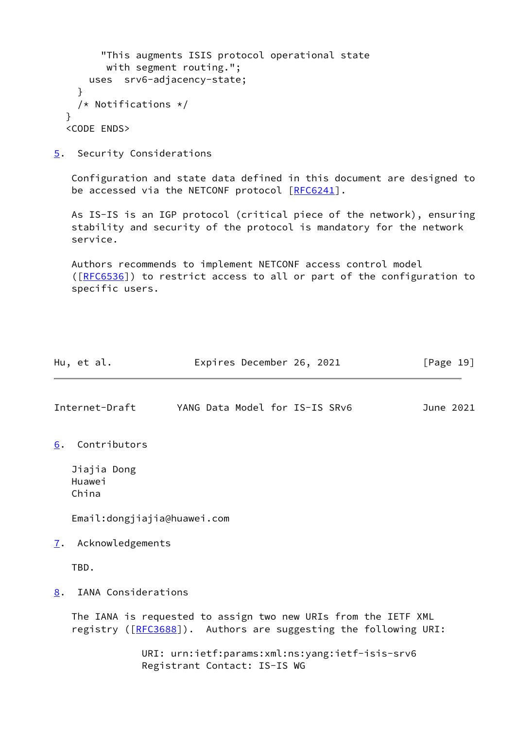```
        "This augments ISIS protocol operational state
         with segment routing.";
      uses  srv6-adjacency-state;
    }
    /* Notifications */
  }
  <CODE ENDS>
```

## 5. Security Considerations

Configuration and state data defined in this document are designed to be accessed via the NETCONF protocol [RFC6241].

As IS-IS is an IGP protocol (critical piece of the network), ensuring stability and security of the protocol is mandatory for the network service.

Authors recommends to implement NETCONF access control model ([RFC6536]) to restrict access to all or part of the configuration to specific users.

## 6. Contributors

Jiajia Dong
Huawei
China

Email:dongjiajia@huawei.com

## 7. Acknowledgements

TBD.

## 8. IANA Considerations

The IANA is requested to assign two new URIs from the IETF XML registry ([RFC3688]). Authors are suggesting the following URI:

```
            URI: urn:ietf:params:xml:ns:yang:ietf-isis-srv6
            Registrant Contact: IS-IS WG
```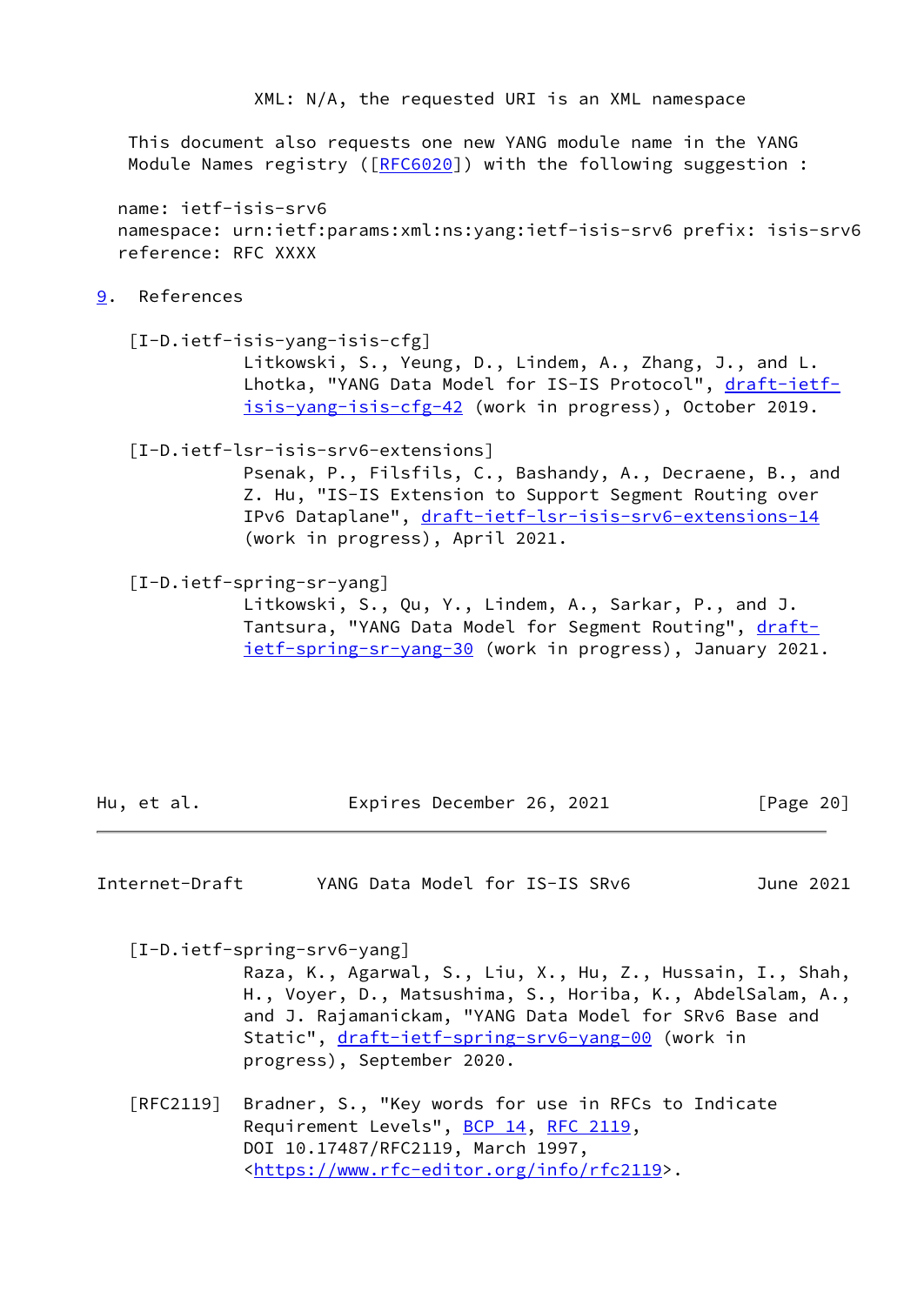XML: N/A, the requested URI is an XML namespace

This document also requests one new YANG module name in the YANG Module Names registry ([RFC6020]) with the following suggestion :

```
name: ietf-isis-srv6
namespace: urn:ietf:params:xml:ns:yang:ietf-isis-srv6 prefix: isis-srv6
reference: RFC XXXX
```

## 9. References

[I-D.ietf-isis-yang-isis-cfg]
Litkowski, S., Yeung, D., Lindem, A., Zhang, J., and L. Lhotka, "YANG Data Model for IS-IS Protocol", draft-ietf-isis-yang-isis-cfg-42 (work in progress), October 2019.

[I-D.ietf-lsr-isis-srv6-extensions]
Psenak, P., Filsfils, C., Bashandy, A., Decraene, B., and Z. Hu, "IS-IS Extension to Support Segment Routing over IPv6 Dataplane", draft-ietf-lsr-isis-srv6-extensions-14 (work in progress), April 2021.

[I-D.ietf-spring-sr-yang]
Litkowski, S., Qu, Y., Lindem, A., Sarkar, P., and J. Tantsura, "YANG Data Model for Segment Routing", draft-ietf-spring-sr-yang-30 (work in progress), January 2021.

[I-D.ietf-spring-srv6-yang]
Raza, K., Agarwal, S., Liu, X., Hu, Z., Hussain, I., Shah, H., Voyer, D., Matsushima, S., Horiba, K., AbdelSalam, A., and J. Rajamanickam, "YANG Data Model for SRv6 Base and Static", draft-ietf-spring-srv6-yang-00 (work in progress), September 2020.

[RFC2119] Bradner, S., "Key words for use in RFCs to Indicate Requirement Levels", BCP 14, RFC 2119, DOI 10.17487/RFC2119, March 1997, <https://www.rfc-editor.org/info/rfc2119>.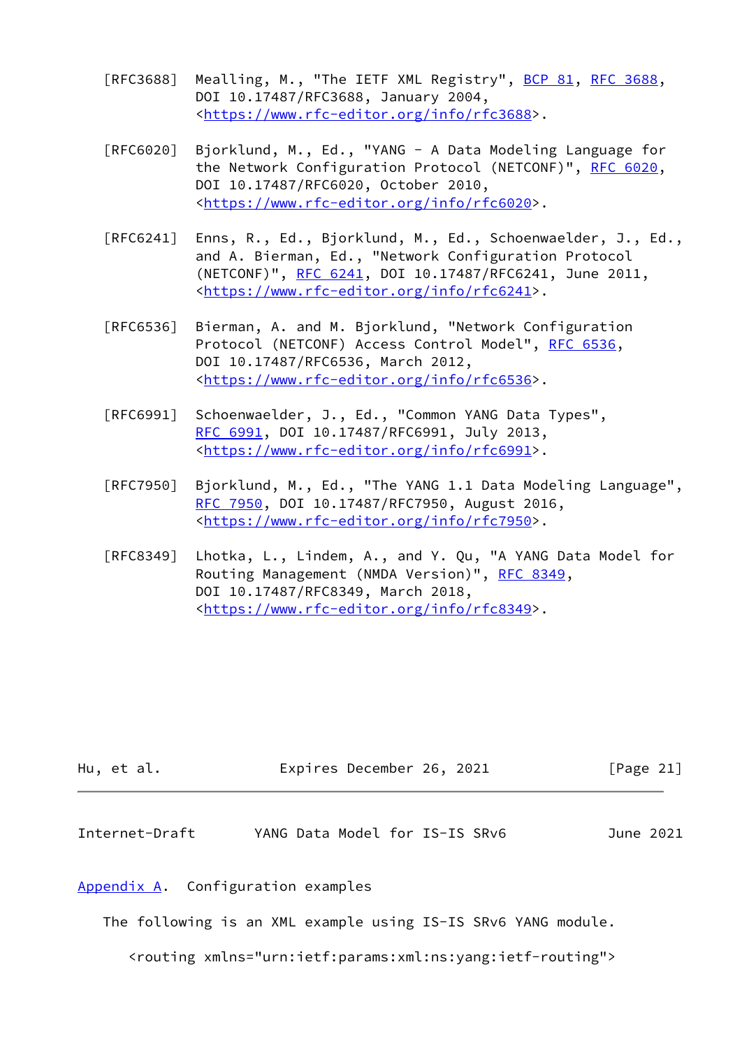[RFC3688] Mealling, M., "The IETF XML Registry", BCP 81, RFC 3688, DOI 10.17487/RFC3688, January 2004, <https://www.rfc-editor.org/info/rfc3688>.

[RFC6020] Bjorklund, M., Ed., "YANG - A Data Modeling Language for the Network Configuration Protocol (NETCONF)", RFC 6020, DOI 10.17487/RFC6020, October 2010, <https://www.rfc-editor.org/info/rfc6020>.

[RFC6241] Enns, R., Ed., Bjorklund, M., Ed., Schoenwaelder, J., Ed., and A. Bierman, Ed., "Network Configuration Protocol (NETCONF)", RFC 6241, DOI 10.17487/RFC6241, June 2011, <https://www.rfc-editor.org/info/rfc6241>.

[RFC6536] Bierman, A. and M. Bjorklund, "Network Configuration Protocol (NETCONF) Access Control Model", RFC 6536, DOI 10.17487/RFC6536, March 2012, <https://www.rfc-editor.org/info/rfc6536>.

[RFC6991] Schoenwaelder, J., Ed., "Common YANG Data Types", RFC 6991, DOI 10.17487/RFC6991, July 2013, <https://www.rfc-editor.org/info/rfc6991>.

[RFC7950] Bjorklund, M., Ed., "The YANG 1.1 Data Modeling Language", RFC 7950, DOI 10.17487/RFC7950, August 2016, <https://www.rfc-editor.org/info/rfc7950>.

[RFC8349] Lhotka, L., Lindem, A., and Y. Qu, "A YANG Data Model for Routing Management (NMDA Version)", RFC 8349, DOI 10.17487/RFC8349, March 2018, <https://www.rfc-editor.org/info/rfc8349>.

## Appendix A. Configuration examples

The following is an XML example using IS-IS SRv6 YANG module.

```
<routing xmlns="urn:ietf:params:xml:ns:yang:ietf-routing">
```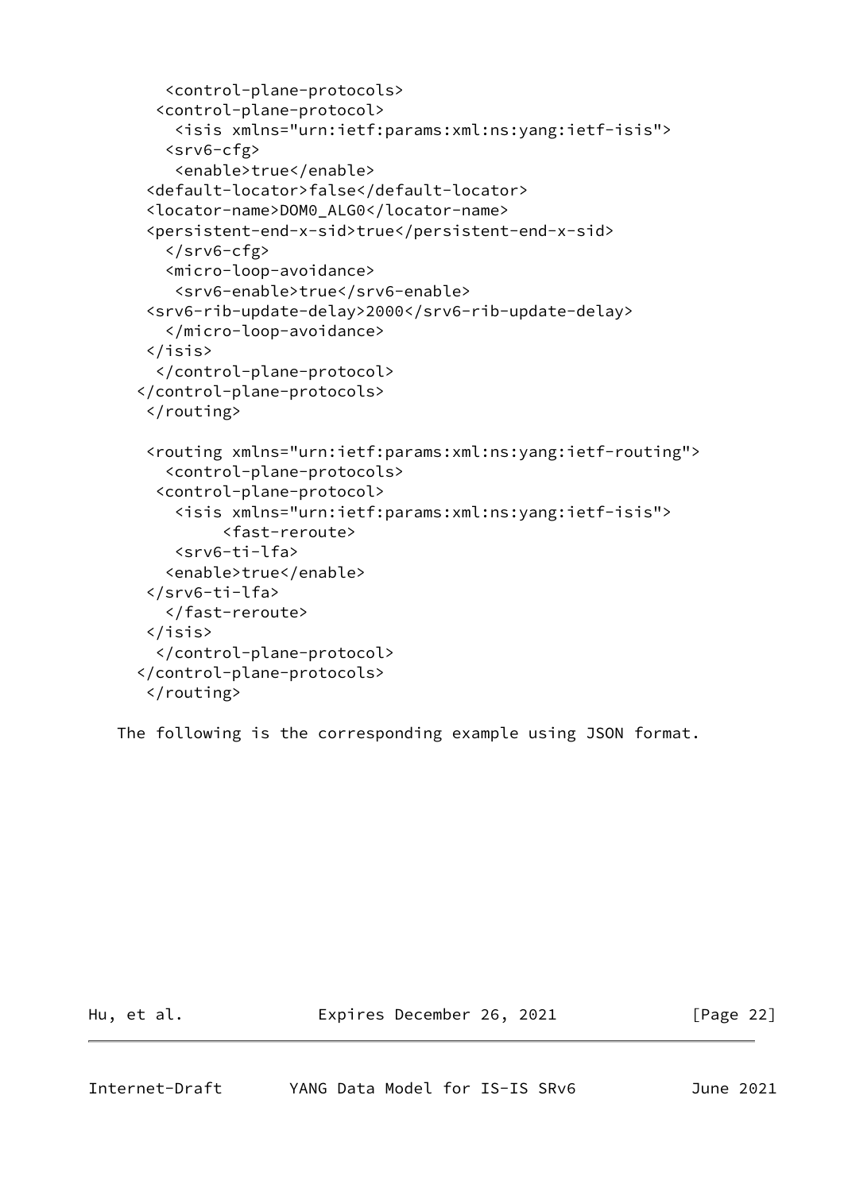```
        <control-plane-protocols>
       <control-plane-protocol>
         <isis xmlns="urn:ietf:params:xml:ns:yang:ietf-isis">
        <srv6-cfg>
         <enable>true</enable>
      <default-locator>false</default-locator>
      <locator-name>DOM0_ALG0</locator-name>
      <persistent-end-x-sid>true</persistent-end-x-sid>
        </srv6-cfg>
        <micro-loop-avoidance>
         <srv6-enable>true</srv6-enable>
      <srv6-rib-update-delay>2000</srv6-rib-update-delay>
        </micro-loop-avoidance>
      </isis>
       </control-plane-protocol>
     </control-plane-protocols>
      </routing>

      <routing xmlns="urn:ietf:params:xml:ns:yang:ietf-routing">
        <control-plane-protocols>
       <control-plane-protocol>
         <isis xmlns="urn:ietf:params:xml:ns:yang:ietf-isis">
              <fast-reroute>
         <srv6-ti-lfa>
        <enable>true</enable>
      </srv6-ti-lfa>
        </fast-reroute>
      </isis>
       </control-plane-protocol>
     </control-plane-protocols>
      </routing>
```

The following is the corresponding example using JSON format.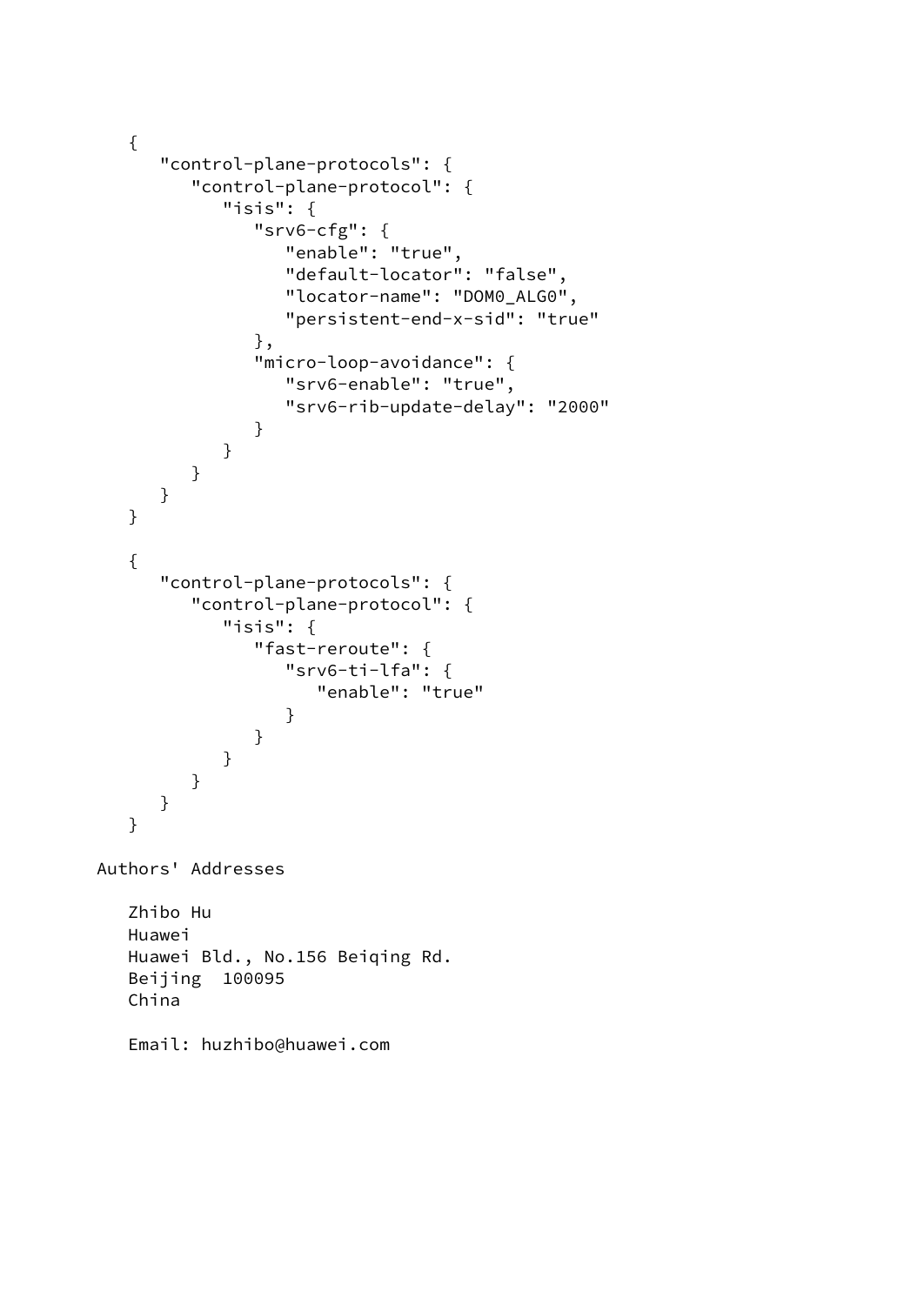```
{
   "control-plane-protocols": {
      "control-plane-protocol": {
         "isis": {
            "srv6-cfg": {
               "enable": "true",
               "default-locator": "false",
               "locator-name": "DOM0_ALG0",
               "persistent-end-x-sid": "true"
            },
            "micro-loop-avoidance": {
               "srv6-enable": "true",
               "srv6-rib-update-delay": "2000"
            }
         }
      }
   }
}

{
   "control-plane-protocols": {
      "control-plane-protocol": {
         "isis": {
            "fast-reroute": {
               "srv6-ti-lfa": {
                  "enable": "true"
               }
            }
         }
      }
   }
}
```

## Authors' Addresses

Zhibo Hu
Huawei
Huawei Bld., No.156 Beiqing Rd.
Beijing  100095
China

Email: huzhibo@huawei.com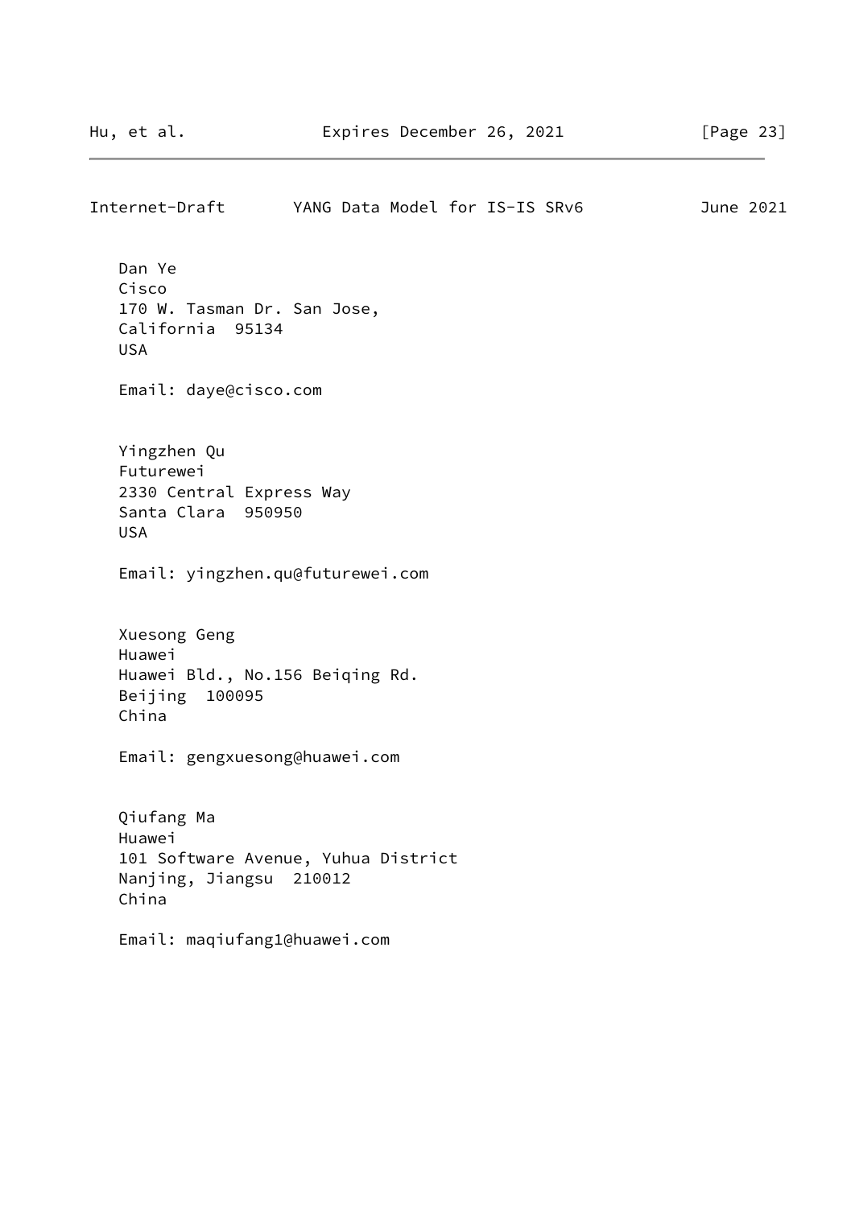Dan Ye
Cisco
170 W. Tasman Dr. San Jose,
California  95134
USA

Email: daye@cisco.com

Yingzhen Qu
Futurewei
2330 Central Express Way
Santa Clara  950950
USA

Email: yingzhen.qu@futurewei.com

Xuesong Geng
Huawei
Huawei Bld., No.156 Beiqing Rd.
Beijing  100095
China

Email: gengxuesong@huawei.com

Qiufang Ma
Huawei
101 Software Avenue, Yuhua District
Nanjing, Jiangsu  210012
China

Email: maqiufang1@huawei.com